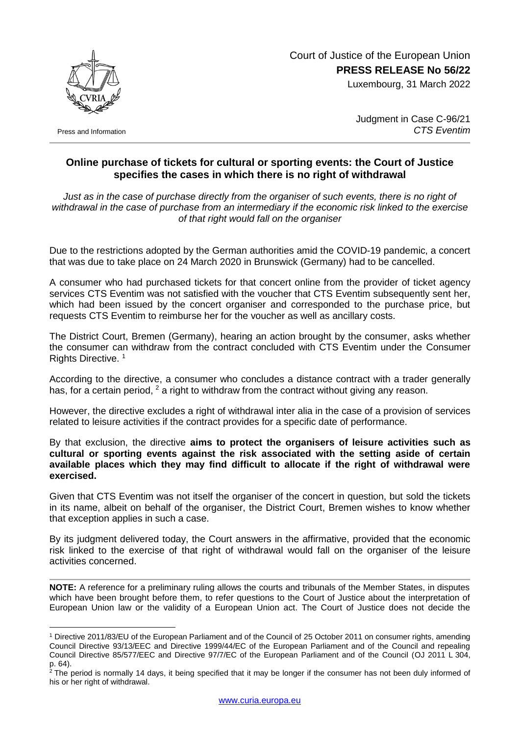Court of Justice of the European Union

**PRESS RELEASE No 56/22**

Luxembourg, 31 March 2022

Press and Information

Judgment in Case C-96/21
*CTS Eventim*

## Online purchase of tickets for cultural or sporting events: the Court of Justice specifies the cases in which there is no right of withdrawal

*Just as in the case of purchase directly from the organiser of such events, there is no right of withdrawal in the case of purchase from an intermediary if the economic risk linked to the exercise of that right would fall on the organiser*

Due to the restrictions adopted by the German authorities amid the COVID-19 pandemic, a concert that was due to take place on 24 March 2020 in Brunswick (Germany) had to be cancelled.

A consumer who had purchased tickets for that concert online from the provider of ticket agency services CTS Eventim was not satisfied with the voucher that CTS Eventim subsequently sent her, which had been issued by the concert organiser and corresponded to the purchase price, but requests CTS Eventim to reimburse her for the voucher as well as ancillary costs.

The District Court, Bremen (Germany), hearing an action brought by the consumer, asks whether the consumer can withdraw from the contract concluded with CTS Eventim under the Consumer Rights Directive. [1]

According to the directive, a consumer who concludes a distance contract with a trader generally has, for a certain period, [2] a right to withdraw from the contract without giving any reason.

However, the directive excludes a right of withdrawal inter alia in the case of a provision of services related to leisure activities if the contract provides for a specific date of performance.

By that exclusion, the directive **aims to protect the organisers of leisure activities such as cultural or sporting events against the risk associated with the setting aside of certain available places which they may find difficult to allocate if the right of withdrawal were exercised.**

Given that CTS Eventim was not itself the organiser of the concert in question, but sold the tickets in its name, albeit on behalf of the organiser, the District Court, Bremen wishes to know whether that exception applies in such a case.

By its judgment delivered today, the Court answers in the affirmative, provided that the economic risk linked to the exercise of that right of withdrawal would fall on the organiser of the leisure activities concerned.

---

**NOTE:** A reference for a preliminary ruling allows the courts and tribunals of the Member States, in disputes which have been brought before them, to refer questions to the Court of Justice about the interpretation of European Union law or the validity of a European Union act. The Court of Justice does not decide the

---

[1] Directive 2011/83/EU of the European Parliament and of the Council of 25 October 2011 on consumer rights, amending Council Directive 93/13/EEC and Directive 1999/44/EC of the European Parliament and of the Council and repealing Council Directive 85/577/EEC and Directive 97/7/EC of the European Parliament and of the Council (OJ 2011 L 304, p. 64).

[2] The period is normally 14 days, it being specified that it may be longer if the consumer has not been duly informed of his or her right of withdrawal.

www.curia.europa.eu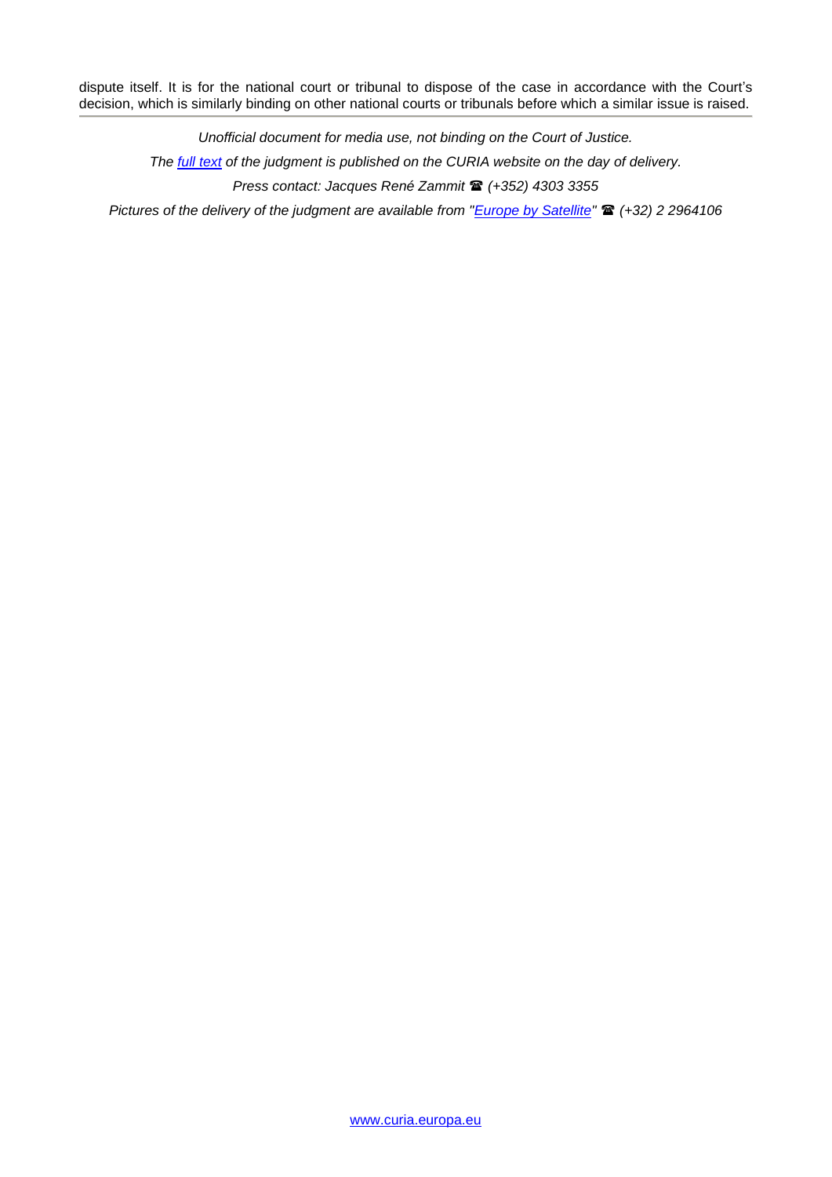dispute itself. It is for the national court or tribunal to dispose of the case in accordance with the Court's decision, which is similarly binding on other national courts or tribunals before which a similar issue is raised.

---

*Unofficial document for media use, not binding on the Court of Justice.*

*The [full text](full text) of the judgment is published on the CURIA website on the day of delivery.*

*Press contact: Jacques René Zammit ☎ (+352) 4303 3355*

*Pictures of the delivery of the judgment are available from "[Europe by Satellite](Europe by Satellite)" ☎ (+32) 2 2964106*